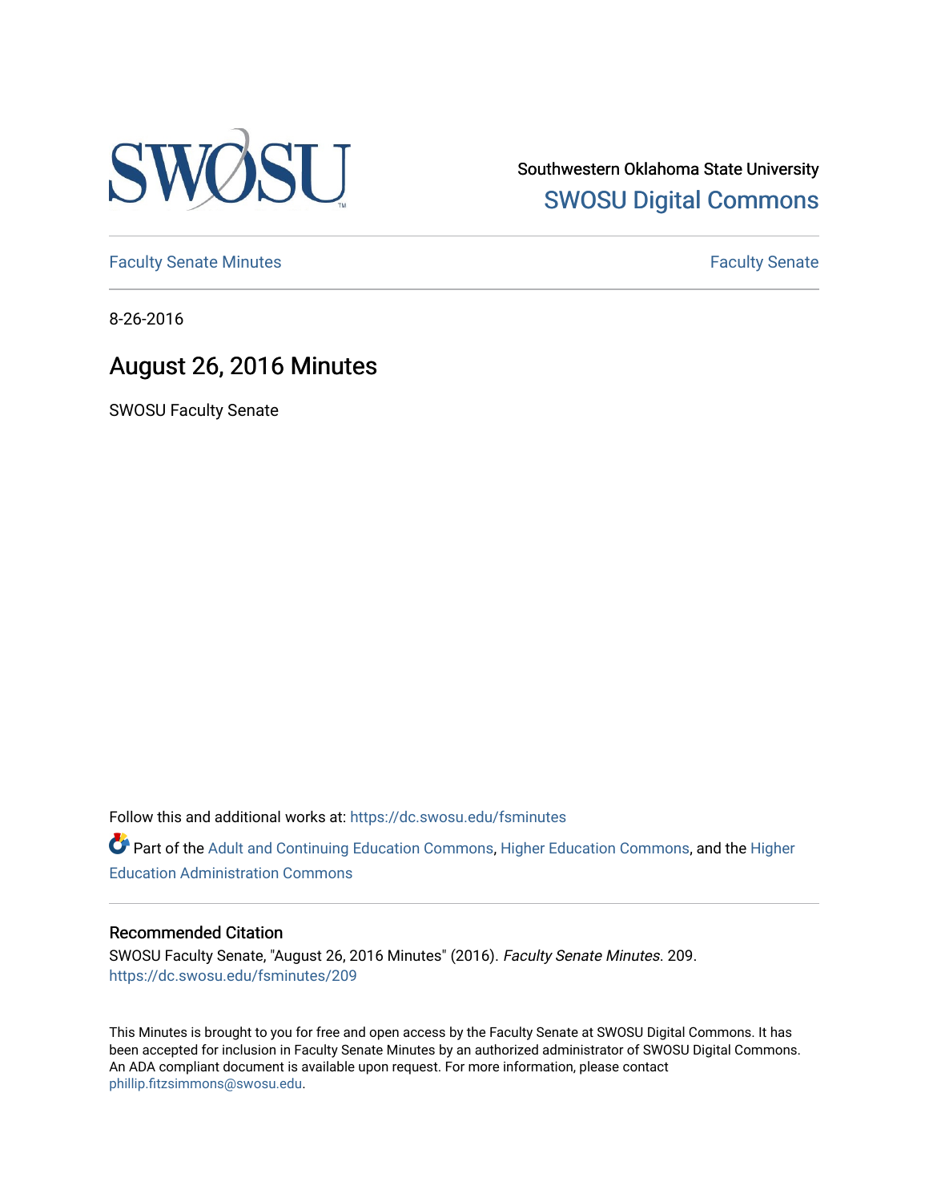SWOSU

Southwestern Oklahoma State University

SWOSU Digital Commons

Faculty Senate Minutes

Faculty Senate

8-26-2016

# August 26, 2016 Minutes

SWOSU Faculty Senate

Follow this and additional works at: https://dc.swosu.edu/fsminutes

Part of the Adult and Continuing Education Commons, Higher Education Commons, and the Higher Education Administration Commons

## Recommended Citation

SWOSU Faculty Senate, "August 26, 2016 Minutes" (2016). *Faculty Senate Minutes*. 209.
https://dc.swosu.edu/fsminutes/209

This Minutes is brought to you for free and open access by the Faculty Senate at SWOSU Digital Commons. It has been accepted for inclusion in Faculty Senate Minutes by an authorized administrator of SWOSU Digital Commons. An ADA compliant document is available upon request. For more information, please contact phillip.fitzsimmons@swosu.edu.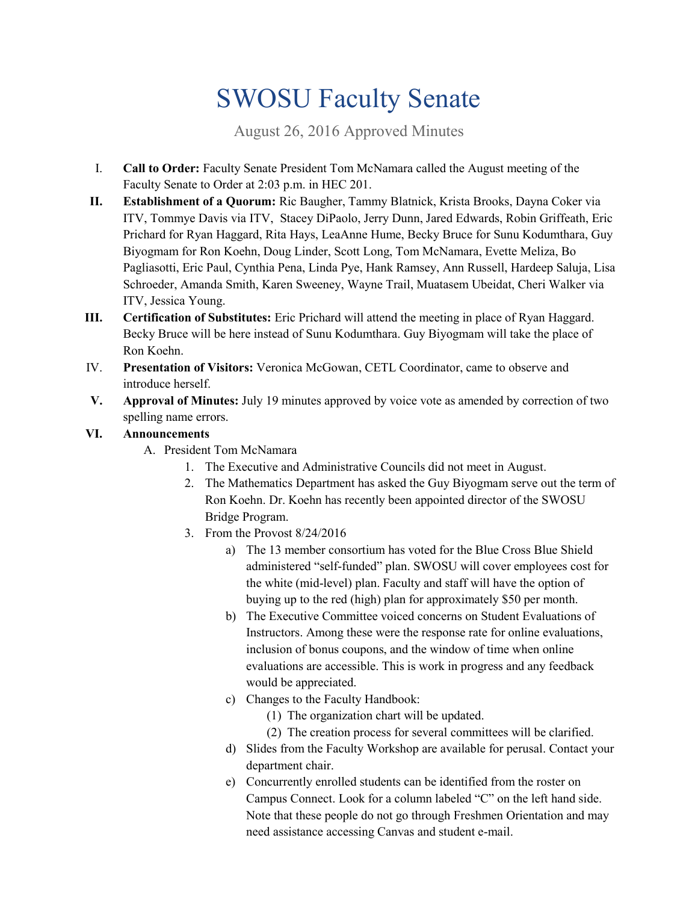# SWOSU Faculty Senate

August 26, 2016 Approved Minutes

I. **Call to Order:** Faculty Senate President Tom McNamara called the August meeting of the Faculty Senate to Order at 2:03 p.m. in HEC 201.

II. **Establishment of a Quorum:** Ric Baugher, Tammy Blatnick, Krista Brooks, Dayna Coker via ITV, Tommye Davis via ITV, Stacey DiPaolo, Jerry Dunn, Jared Edwards, Robin Griffeath, Eric Prichard for Ryan Haggard, Rita Hays, LeaAnne Hume, Becky Bruce for Sunu Kodumthara, Guy Biyogmam for Ron Koehn, Doug Linder, Scott Long, Tom McNamara, Evette Meliza, Bo Pagliasotti, Eric Paul, Cynthia Pena, Linda Pye, Hank Ramsey, Ann Russell, Hardeep Saluja, Lisa Schroeder, Amanda Smith, Karen Sweeney, Wayne Trail, Muatasem Ubeidat, Cheri Walker via ITV, Jessica Young.

III. **Certification of Substitutes:** Eric Prichard will attend the meeting in place of Ryan Haggard. Becky Bruce will be here instead of Sunu Kodumthara. Guy Biyogmam will take the place of Ron Koehn.

IV. **Presentation of Visitors:** Veronica McGowan, CETL Coordinator, came to observe and introduce herself.

V. **Approval of Minutes:** July 19 minutes approved by voice vote as amended by correction of two spelling name errors.

VI. **Announcements**

A. President Tom McNamara

1. The Executive and Administrative Councils did not meet in August.
2. The Mathematics Department has asked the Guy Biyogmam serve out the term of Ron Koehn. Dr. Koehn has recently been appointed director of the SWOSU Bridge Program.
3. From the Provost 8/24/2016
   a) The 13 member consortium has voted for the Blue Cross Blue Shield administered "self-funded" plan. SWOSU will cover employees cost for the white (mid-level) plan. Faculty and staff will have the option of buying up to the red (high) plan for approximately $50 per month.
   b) The Executive Committee voiced concerns on Student Evaluations of Instructors. Among these were the response rate for online evaluations, inclusion of bonus coupons, and the window of time when online evaluations are accessible. This is work in progress and any feedback would be appreciated.
   c) Changes to the Faculty Handbook:
      (1) The organization chart will be updated.
      (2) The creation process for several committees will be clarified.
   d) Slides from the Faculty Workshop are available for perusal. Contact your department chair.
   e) Concurrently enrolled students can be identified from the roster on Campus Connect. Look for a column labeled "C" on the left hand side. Note that these people do not go through Freshmen Orientation and may need assistance accessing Canvas and student e-mail.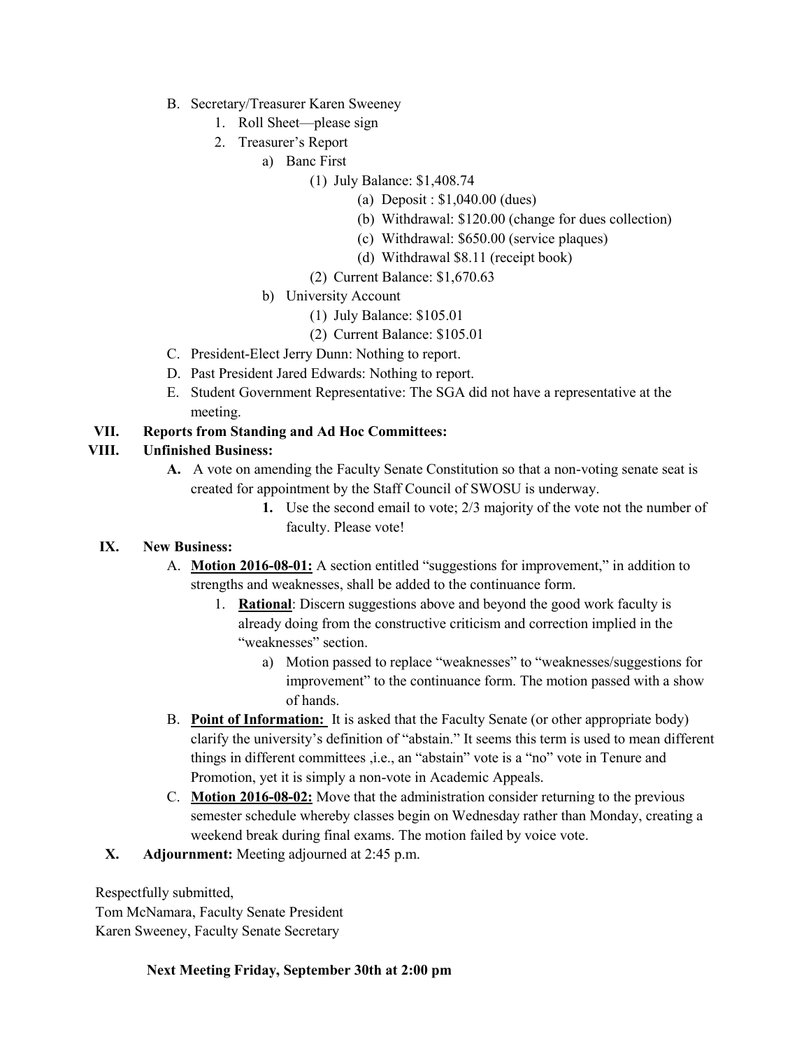B. Secretary/Treasurer Karen Sweeney
   1. Roll Sheet—please sign
   2. Treasurer's Report
      a) Banc First
         (1) July Balance: $1,408.74
            (a) Deposit : $1,040.00 (dues)
            (b) Withdrawal: $120.00 (change for dues collection)
            (c) Withdrawal: $650.00 (service plaques)
            (d) Withdrawal $8.11 (receipt book)
         (2) Current Balance: $1,670.63
      b) University Account
         (1) July Balance: $105.01
         (2) Current Balance: $105.01

C. President-Elect Jerry Dunn: Nothing to report.

D. Past President Jared Edwards: Nothing to report.

E. Student Government Representative: The SGA did not have a representative at the meeting.

**VII. Reports from Standing and Ad Hoc Committees:**

**VIII. Unfinished Business:**

**A.** A vote on amending the Faculty Senate Constitution so that a non-voting senate seat is created for appointment by the Staff Council of SWOSU is underway.

   **1.** Use the second email to vote; 2/3 majority of the vote not the number of faculty. Please vote!

**IX. New Business:**

A. **Motion 2016-08-01:** A section entitled "suggestions for improvement," in addition to strengths and weaknesses, shall be added to the continuance form.
   1. **Rational**: Discern suggestions above and beyond the good work faculty is already doing from the constructive criticism and correction implied in the "weaknesses" section.
      a) Motion passed to replace "weaknesses" to "weaknesses/suggestions for improvement" to the continuance form. The motion passed with a show of hands.

B. **Point of Information:** It is asked that the Faculty Senate (or other appropriate body) clarify the university's definition of "abstain." It seems this term is used to mean different things in different committees ,i.e., an "abstain" vote is a "no" vote in Tenure and Promotion, yet it is simply a non-vote in Academic Appeals.

C. **Motion 2016-08-02:** Move that the administration consider returning to the previous semester schedule whereby classes begin on Wednesday rather than Monday, creating a weekend break during final exams. The motion failed by voice vote.

**X. Adjournment:** Meeting adjourned at 2:45 p.m.

Respectfully submitted,
Tom McNamara, Faculty Senate President
Karen Sweeney, Faculty Senate Secretary

**Next Meeting Friday, September 30th at 2:00 pm**